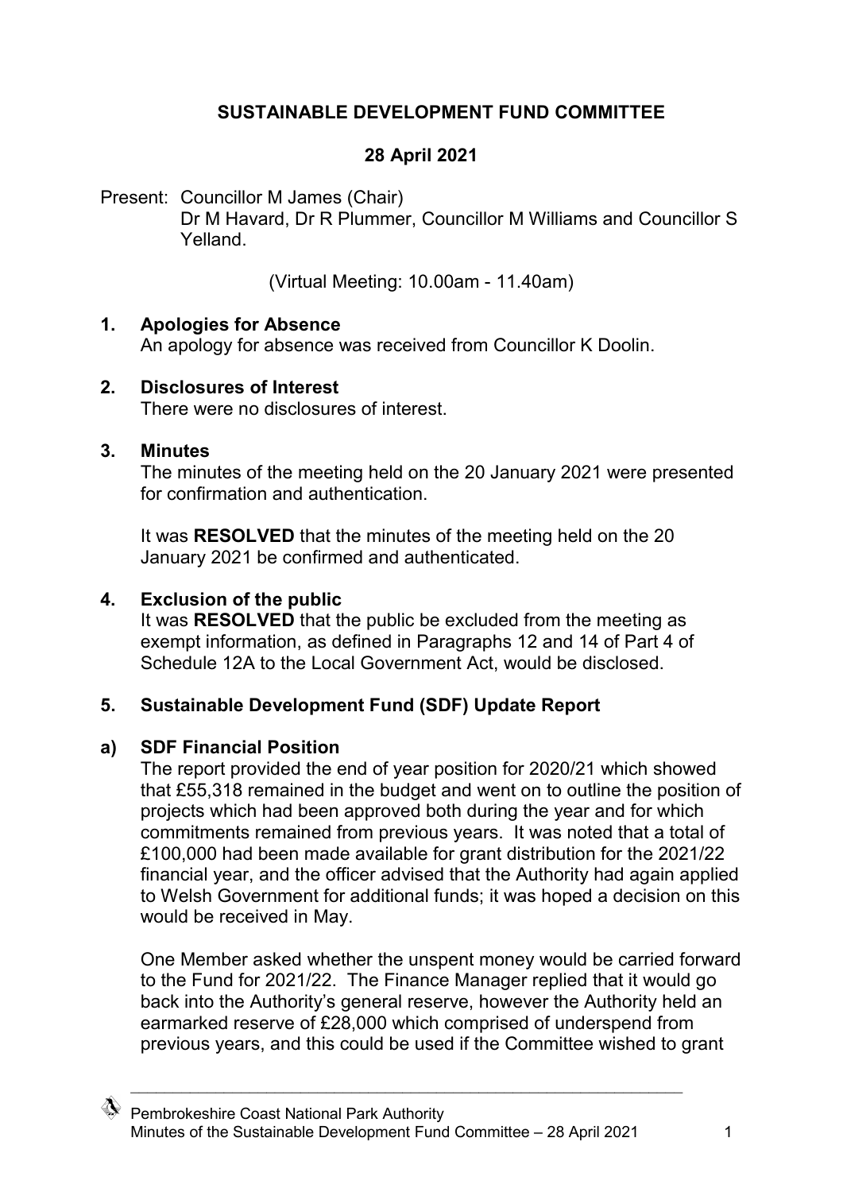# SUSTAINABLE DEVELOPMENT FUND COMMITTEE

## 28 April 2021

Present: Councillor M James (Chair)
Dr M Havard, Dr R Plummer, Councillor M Williams and Councillor S Yelland.

(Virtual Meeting: 10.00am - 11.40am)

### 1. Apologies for Absence

An apology for absence was received from Councillor K Doolin.

### 2. Disclosures of Interest

There were no disclosures of interest.

### 3. Minutes

The minutes of the meeting held on the 20 January 2021 were presented for confirmation and authentication.

It was **RESOLVED** that the minutes of the meeting held on the 20 January 2021 be confirmed and authenticated.

### 4. Exclusion of the public

It was **RESOLVED** that the public be excluded from the meeting as exempt information, as defined in Paragraphs 12 and 14 of Part 4 of Schedule 12A to the Local Government Act, would be disclosed.

### 5. Sustainable Development Fund (SDF) Update Report

#### a) SDF Financial Position

The report provided the end of year position for 2020/21 which showed that £55,318 remained in the budget and went on to outline the position of projects which had been approved both during the year and for which commitments remained from previous years. It was noted that a total of £100,000 had been made available for grant distribution for the 2021/22 financial year, and the officer advised that the Authority had again applied to Welsh Government for additional funds; it was hoped a decision on this would be received in May.

One Member asked whether the unspent money would be carried forward to the Fund for 2021/22. The Finance Manager replied that it would go back into the Authority's general reserve, however the Authority held an earmarked reserve of £28,000 which comprised of underspend from previous years, and this could be used if the Committee wished to grant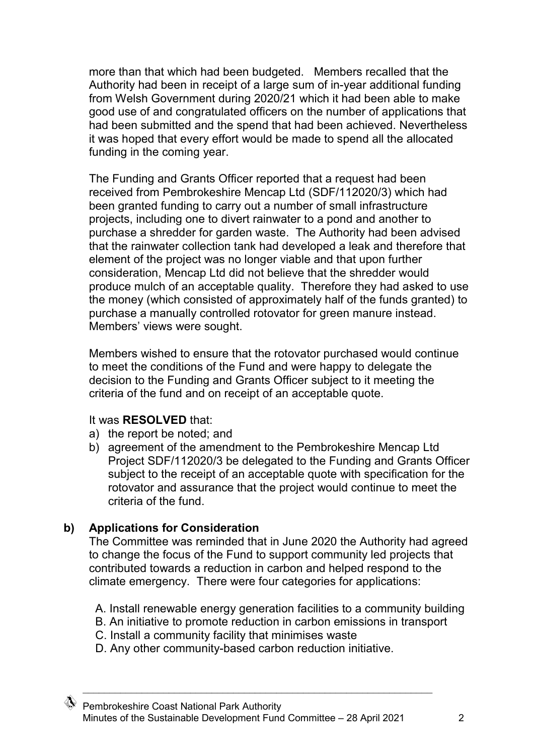more than that which had been budgeted. Members recalled that the Authority had been in receipt of a large sum of in-year additional funding from Welsh Government during 2020/21 which it had been able to make good use of and congratulated officers on the number of applications that had been submitted and the spend that had been achieved. Nevertheless it was hoped that every effort would be made to spend all the allocated funding in the coming year.

The Funding and Grants Officer reported that a request had been received from Pembrokeshire Mencap Ltd (SDF/112020/3) which had been granted funding to carry out a number of small infrastructure projects, including one to divert rainwater to a pond and another to purchase a shredder for garden waste. The Authority had been advised that the rainwater collection tank had developed a leak and therefore that element of the project was no longer viable and that upon further consideration, Mencap Ltd did not believe that the shredder would produce mulch of an acceptable quality. Therefore they had asked to use the money (which consisted of approximately half of the funds granted) to purchase a manually controlled rotovator for green manure instead. Members' views were sought.

Members wished to ensure that the rotovator purchased would continue to meet the conditions of the Fund and were happy to delegate the decision to the Funding and Grants Officer subject to it meeting the criteria of the fund and on receipt of an acceptable quote.

It was **RESOLVED** that:

a) the report be noted; and
b) agreement of the amendment to the Pembrokeshire Mencap Ltd Project SDF/112020/3 be delegated to the Funding and Grants Officer subject to the receipt of an acceptable quote with specification for the rotovator and assurance that the project would continue to meet the criteria of the fund.

**b) Applications for Consideration**

The Committee was reminded that in June 2020 the Authority had agreed to change the focus of the Fund to support community led projects that contributed towards a reduction in carbon and helped respond to the climate emergency. There were four categories for applications:

A. Install renewable energy generation facilities to a community building
B. An initiative to promote reduction in carbon emissions in transport
C. Install a community facility that minimises waste
D. Any other community-based carbon reduction initiative.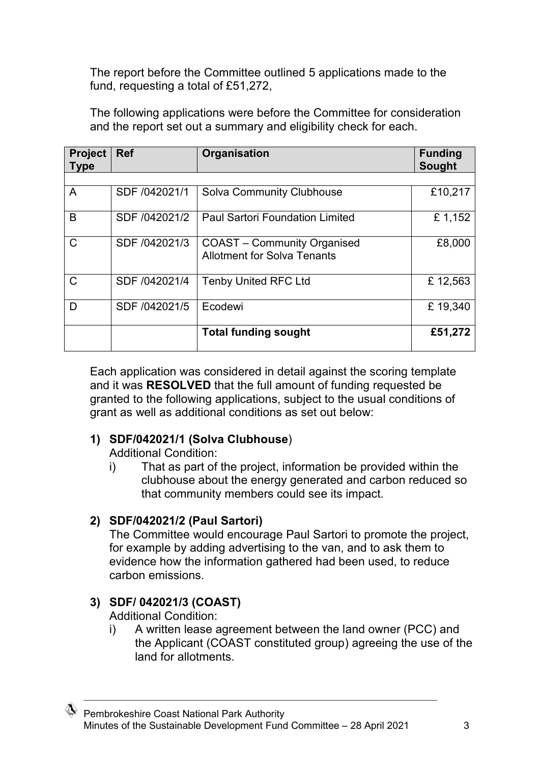The report before the Committee outlined 5 applications made to the fund, requesting a total of £51,272,

The following applications were before the Committee for consideration and the report set out a summary and eligibility check for each.

| Project Type | Ref | Organisation | Funding Sought |
|---|---|---|---|
| | | | |
| A | SDF /042021/1 | Solva Community Clubhouse | £10,217 |
| B | SDF /042021/2 | Paul Sartori Foundation Limited | £ 1,152 |
| C | SDF /042021/3 | COAST – Community Organised Allotment for Solva Tenants | £8,000 |
| C | SDF /042021/4 | Tenby United RFC Ltd | £ 12,563 |
| D | SDF /042021/5 | Ecodewi | £ 19,340 |
| | | **Total funding sought** | **£51,272** |

Each application was considered in detail against the scoring template and it was **RESOLVED** that the full amount of funding requested be granted to the following applications, subject to the usual conditions of grant as well as additional conditions as set out below:

1) **SDF/042021/1 (Solva Clubhouse**)

   Additional Condition:

   i) That as part of the project, information be provided within the clubhouse about the energy generated and carbon reduced so that community members could see its impact.

2) **SDF/042021/2 (Paul Sartori)**

   The Committee would encourage Paul Sartori to promote the project, for example by adding advertising to the van, and to ask them to evidence how the information gathered had been used, to reduce carbon emissions.

3) **SDF/ 042021/3 (COAST)**

   Additional Condition:

   i) A written lease agreement between the land owner (PCC) and the Applicant (COAST constituted group) agreeing the use of the land for allotments.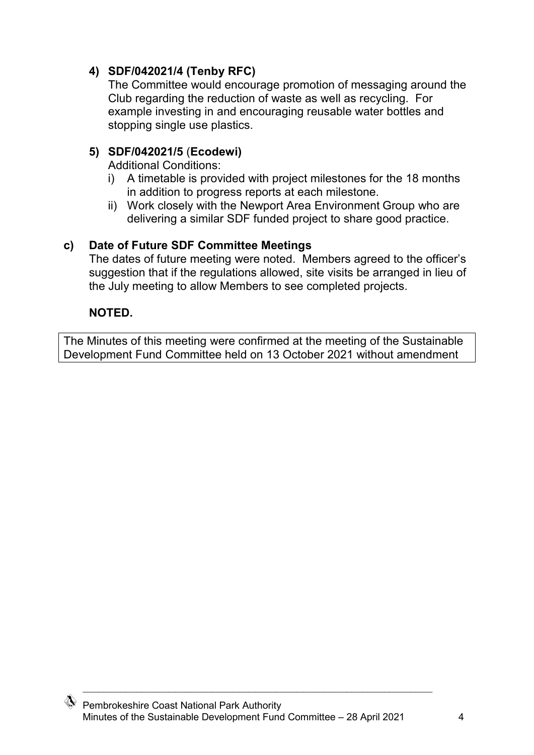**4) SDF/042021/4 (Tenby RFC)**

The Committee would encourage promotion of messaging around the Club regarding the reduction of waste as well as recycling. For example investing in and encouraging reusable water bottles and stopping single use plastics.

**5) SDF/042021/5 (Ecodewi)**

Additional Conditions:

i) A timetable is provided with project milestones for the 18 months in addition to progress reports at each milestone.

ii) Work closely with the Newport Area Environment Group who are delivering a similar SDF funded project to share good practice.

**c) Date of Future SDF Committee Meetings**

The dates of future meeting were noted. Members agreed to the officer's suggestion that if the regulations allowed, site visits be arranged in lieu of the July meeting to allow Members to see completed projects.

**NOTED.**

The Minutes of this meeting were confirmed at the meeting of the Sustainable Development Fund Committee held on 13 October 2021 without amendment